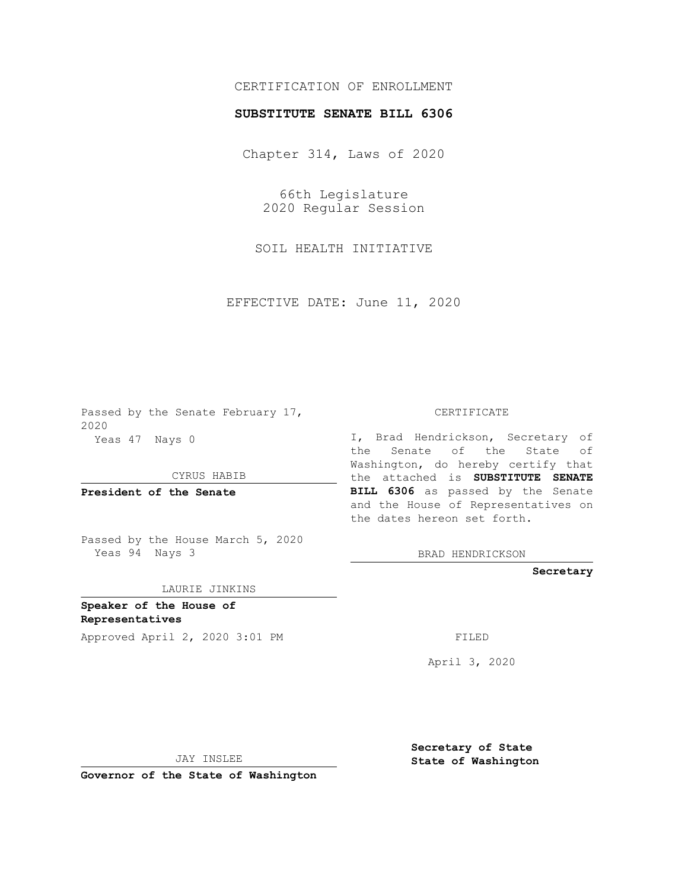CERTIFICATION OF ENROLLMENT

**SUBSTITUTE SENATE BILL 6306**

Chapter 314, Laws of 2020

66th Legislature
2020 Regular Session

SOIL HEALTH INITIATIVE

EFFECTIVE DATE: June 11, 2020

Passed by the Senate February 17, 2020
Yeas 47 Nays 0

CYRUS HABIB

**President of the Senate**

Passed by the House March 5, 2020
Yeas 94 Nays 3

LAURIE JINKINS

**Speaker of the House of Representatives**

Approved April 2, 2020 3:01 PM

JAY INSLEE

**Governor of the State of Washington**

CERTIFICATE

I, Brad Hendrickson, Secretary of the Senate of the State of Washington, do hereby certify that the attached is **SUBSTITUTE SENATE BILL 6306** as passed by the Senate and the House of Representatives on the dates hereon set forth.

BRAD HENDRICKSON

**Secretary**

FILED

April 3, 2020

**Secretary of State**
**State of Washington**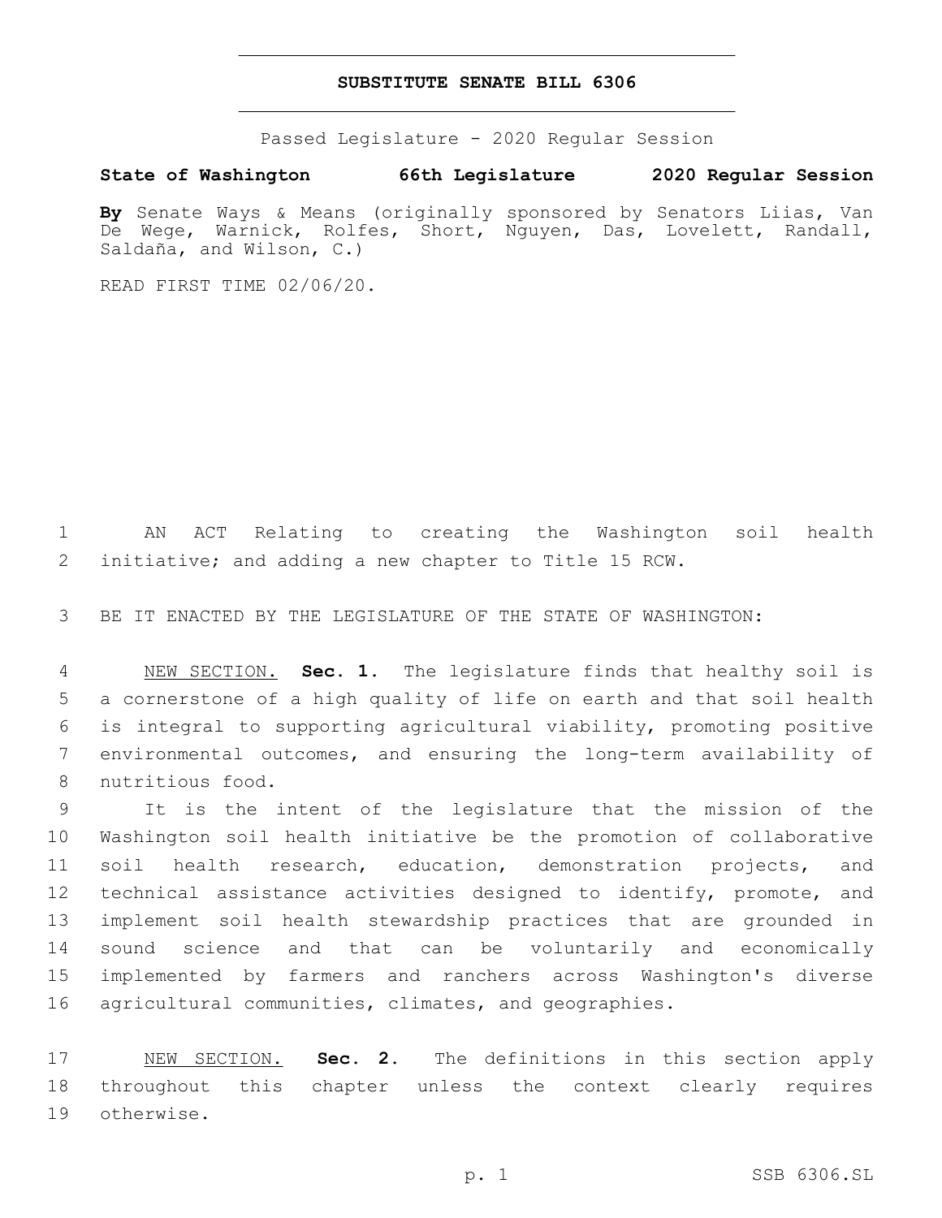# SUBSTITUTE SENATE BILL 6306

Passed Legislature - 2020 Regular Session

**State of Washington 66th Legislature 2020 Regular Session**

**By** Senate Ways & Means (originally sponsored by Senators Liias, Van De Wege, Warnick, Rolfes, Short, Nguyen, Das, Lovelett, Randall, Saldaña, and Wilson, C.)

READ FIRST TIME 02/06/20.

AN ACT Relating to creating the Washington soil health initiative; and adding a new chapter to Title 15 RCW.

BE IT ENACTED BY THE LEGISLATURE OF THE STATE OF WASHINGTON:

NEW SECTION. **Sec. 1.** The legislature finds that healthy soil is a cornerstone of a high quality of life on earth and that soil health is integral to supporting agricultural viability, promoting positive environmental outcomes, and ensuring the long-term availability of nutritious food.

It is the intent of the legislature that the mission of the Washington soil health initiative be the promotion of collaborative soil health research, education, demonstration projects, and technical assistance activities designed to identify, promote, and implement soil health stewardship practices that are grounded in sound science and that can be voluntarily and economically implemented by farmers and ranchers across Washington's diverse agricultural communities, climates, and geographies.

NEW SECTION. **Sec. 2.** The definitions in this section apply throughout this chapter unless the context clearly requires otherwise.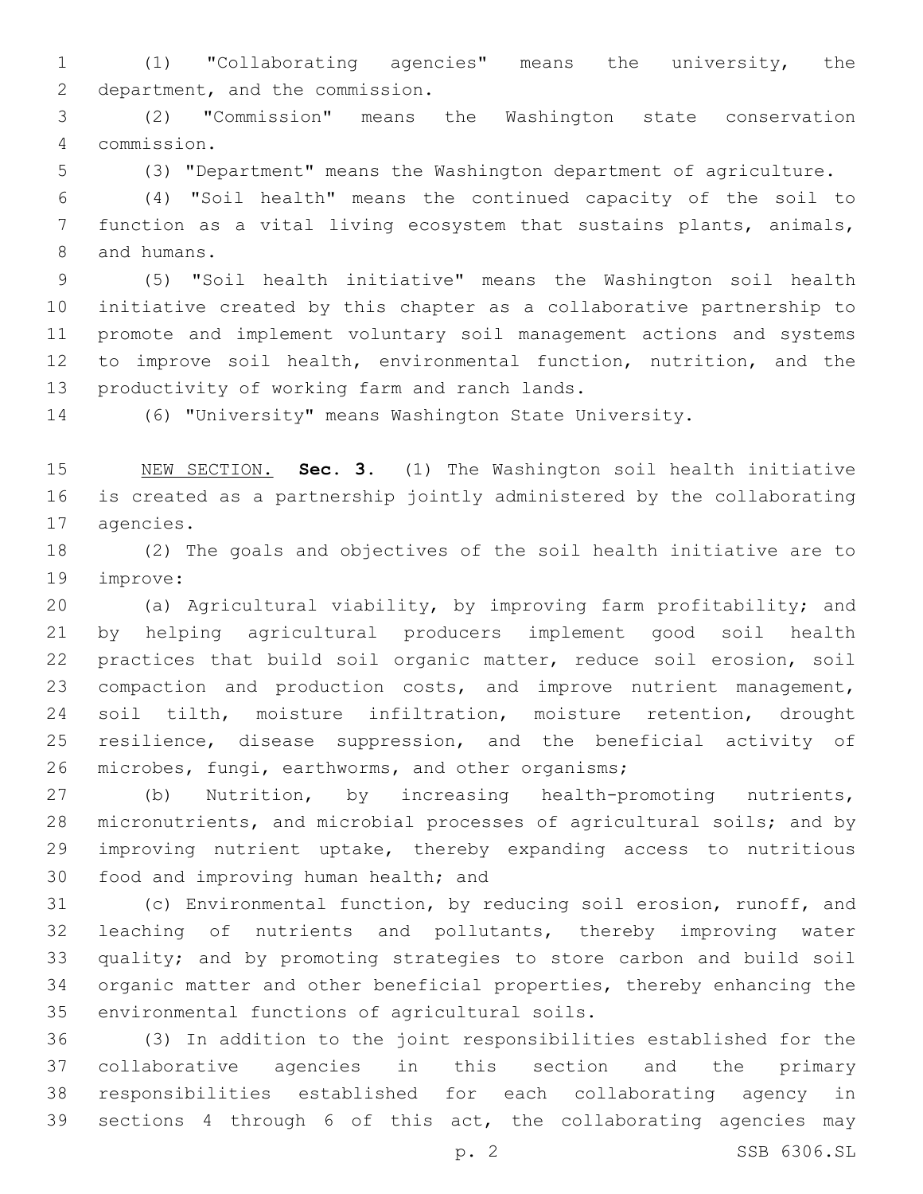(1) "Collaborating agencies" means the university, the department, and the commission.

(2) "Commission" means the Washington state conservation commission.

(3) "Department" means the Washington department of agriculture.

(4) "Soil health" means the continued capacity of the soil to function as a vital living ecosystem that sustains plants, animals, and humans.

(5) "Soil health initiative" means the Washington soil health initiative created by this chapter as a collaborative partnership to promote and implement voluntary soil management actions and systems to improve soil health, environmental function, nutrition, and the productivity of working farm and ranch lands.

(6) "University" means Washington State University.

NEW SECTION. **Sec. 3.** (1) The Washington soil health initiative is created as a partnership jointly administered by the collaborating agencies.

(2) The goals and objectives of the soil health initiative are to improve:

(a) Agricultural viability, by improving farm profitability; and by helping agricultural producers implement good soil health practices that build soil organic matter, reduce soil erosion, soil compaction and production costs, and improve nutrient management, soil tilth, moisture infiltration, moisture retention, drought resilience, disease suppression, and the beneficial activity of microbes, fungi, earthworms, and other organisms;

(b) Nutrition, by increasing health-promoting nutrients, micronutrients, and microbial processes of agricultural soils; and by improving nutrient uptake, thereby expanding access to nutritious food and improving human health; and

(c) Environmental function, by reducing soil erosion, runoff, and leaching of nutrients and pollutants, thereby improving water quality; and by promoting strategies to store carbon and build soil organic matter and other beneficial properties, thereby enhancing the environmental functions of agricultural soils.

(3) In addition to the joint responsibilities established for the collaborative agencies in this section and the primary responsibilities established for each collaborating agency in sections 4 through 6 of this act, the collaborating agencies may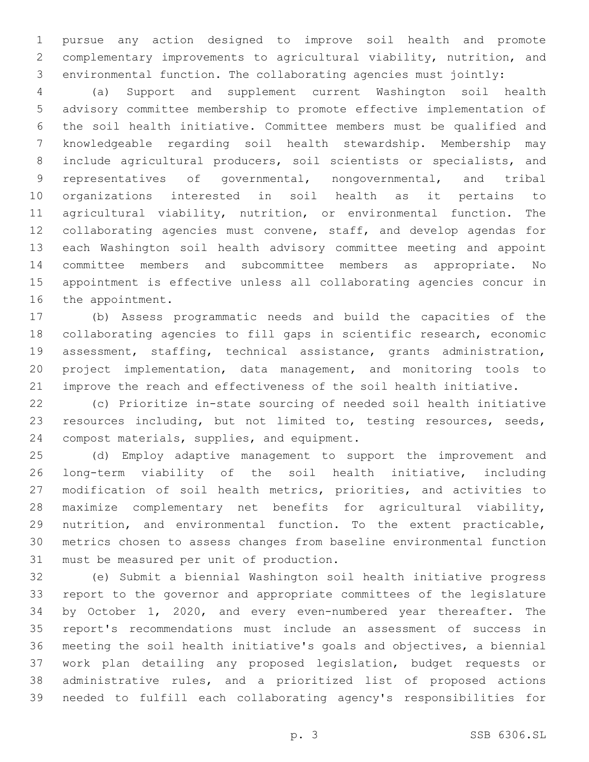pursue any action designed to improve soil health and promote complementary improvements to agricultural viability, nutrition, and environmental function. The collaborating agencies must jointly:

(a) Support and supplement current Washington soil health advisory committee membership to promote effective implementation of the soil health initiative. Committee members must be qualified and knowledgeable regarding soil health stewardship. Membership may include agricultural producers, soil scientists or specialists, and representatives of governmental, nongovernmental, and tribal organizations interested in soil health as it pertains to agricultural viability, nutrition, or environmental function. The collaborating agencies must convene, staff, and develop agendas for each Washington soil health advisory committee meeting and appoint committee members and subcommittee members as appropriate. No appointment is effective unless all collaborating agencies concur in the appointment.

(b) Assess programmatic needs and build the capacities of the collaborating agencies to fill gaps in scientific research, economic assessment, staffing, technical assistance, grants administration, project implementation, data management, and monitoring tools to improve the reach and effectiveness of the soil health initiative.

(c) Prioritize in-state sourcing of needed soil health initiative resources including, but not limited to, testing resources, seeds, compost materials, supplies, and equipment.

(d) Employ adaptive management to support the improvement and long-term viability of the soil health initiative, including modification of soil health metrics, priorities, and activities to maximize complementary net benefits for agricultural viability, nutrition, and environmental function. To the extent practicable, metrics chosen to assess changes from baseline environmental function must be measured per unit of production.

(e) Submit a biennial Washington soil health initiative progress report to the governor and appropriate committees of the legislature by October 1, 2020, and every even-numbered year thereafter. The report's recommendations must include an assessment of success in meeting the soil health initiative's goals and objectives, a biennial work plan detailing any proposed legislation, budget requests or administrative rules, and a prioritized list of proposed actions needed to fulfill each collaborating agency's responsibilities for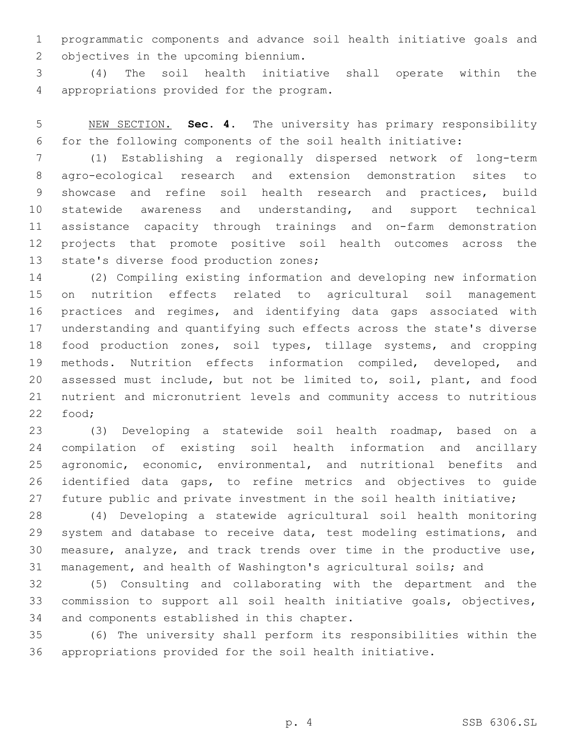programmatic components and advance soil health initiative goals and objectives in the upcoming biennium.

(4) The soil health initiative shall operate within the appropriations provided for the program.

NEW SECTION. **Sec. 4.** The university has primary responsibility for the following components of the soil health initiative:

(1) Establishing a regionally dispersed network of long-term agro-ecological research and extension demonstration sites to showcase and refine soil health research and practices, build statewide awareness and understanding, and support technical assistance capacity through trainings and on-farm demonstration projects that promote positive soil health outcomes across the state's diverse food production zones;

(2) Compiling existing information and developing new information on nutrition effects related to agricultural soil management practices and regimes, and identifying data gaps associated with understanding and quantifying such effects across the state's diverse food production zones, soil types, tillage systems, and cropping methods. Nutrition effects information compiled, developed, and assessed must include, but not be limited to, soil, plant, and food nutrient and micronutrient levels and community access to nutritious food;

(3) Developing a statewide soil health roadmap, based on a compilation of existing soil health information and ancillary agronomic, economic, environmental, and nutritional benefits and identified data gaps, to refine metrics and objectives to guide future public and private investment in the soil health initiative;

(4) Developing a statewide agricultural soil health monitoring system and database to receive data, test modeling estimations, and measure, analyze, and track trends over time in the productive use, management, and health of Washington's agricultural soils; and

(5) Consulting and collaborating with the department and the commission to support all soil health initiative goals, objectives, and components established in this chapter.

(6) The university shall perform its responsibilities within the appropriations provided for the soil health initiative.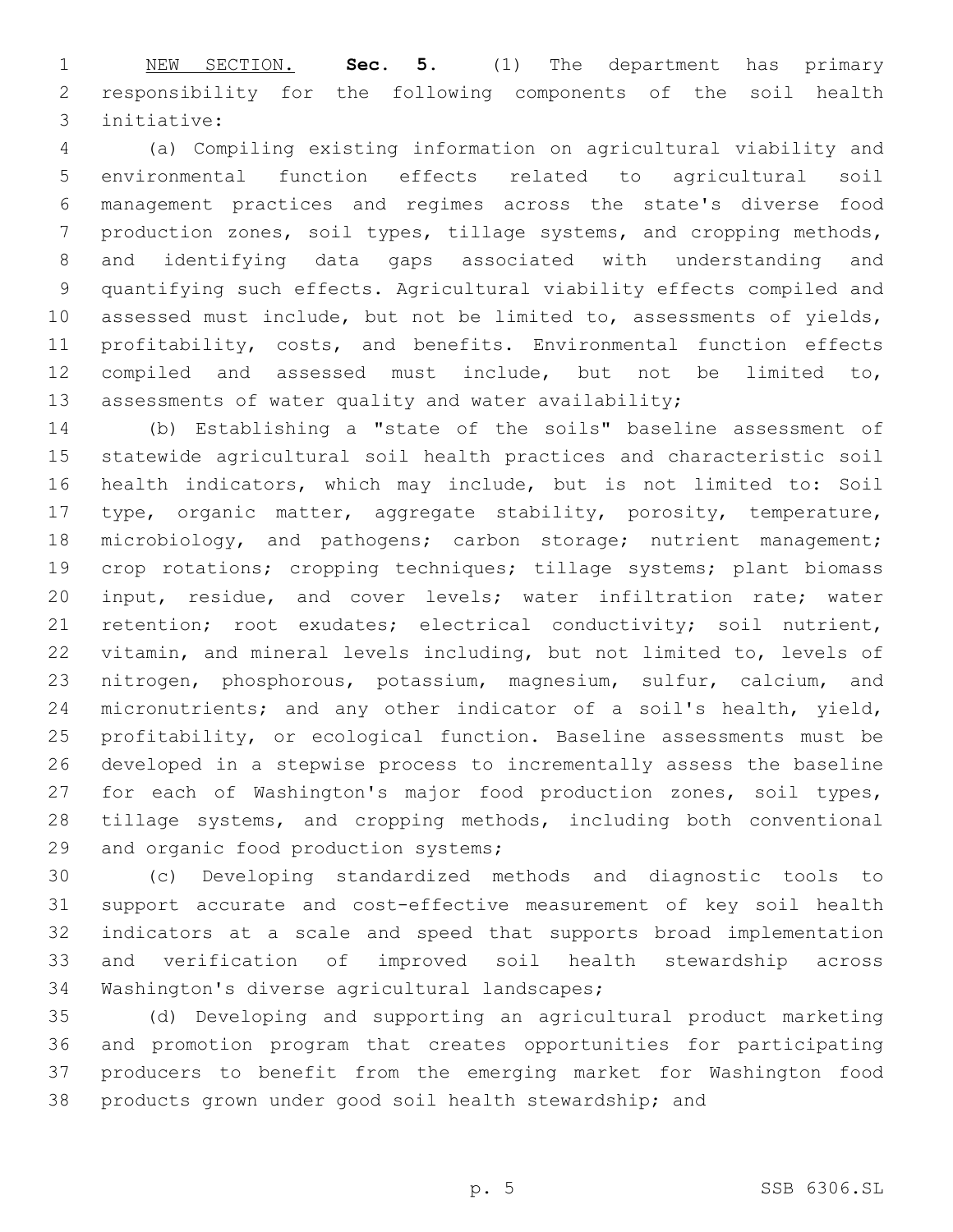NEW SECTION. **Sec. 5.** (1) The department has primary responsibility for the following components of the soil health initiative:

(a) Compiling existing information on agricultural viability and environmental function effects related to agricultural soil management practices and regimes across the state's diverse food production zones, soil types, tillage systems, and cropping methods, and identifying data gaps associated with understanding and quantifying such effects. Agricultural viability effects compiled and assessed must include, but not be limited to, assessments of yields, profitability, costs, and benefits. Environmental function effects compiled and assessed must include, but not be limited to, assessments of water quality and water availability;

(b) Establishing a "state of the soils" baseline assessment of statewide agricultural soil health practices and characteristic soil health indicators, which may include, but is not limited to: Soil type, organic matter, aggregate stability, porosity, temperature, microbiology, and pathogens; carbon storage; nutrient management; crop rotations; cropping techniques; tillage systems; plant biomass input, residue, and cover levels; water infiltration rate; water retention; root exudates; electrical conductivity; soil nutrient, vitamin, and mineral levels including, but not limited to, levels of nitrogen, phosphorous, potassium, magnesium, sulfur, calcium, and micronutrients; and any other indicator of a soil's health, yield, profitability, or ecological function. Baseline assessments must be developed in a stepwise process to incrementally assess the baseline for each of Washington's major food production zones, soil types, tillage systems, and cropping methods, including both conventional and organic food production systems;

(c) Developing standardized methods and diagnostic tools to support accurate and cost-effective measurement of key soil health indicators at a scale and speed that supports broad implementation and verification of improved soil health stewardship across Washington's diverse agricultural landscapes;

(d) Developing and supporting an agricultural product marketing and promotion program that creates opportunities for participating producers to benefit from the emerging market for Washington food products grown under good soil health stewardship; and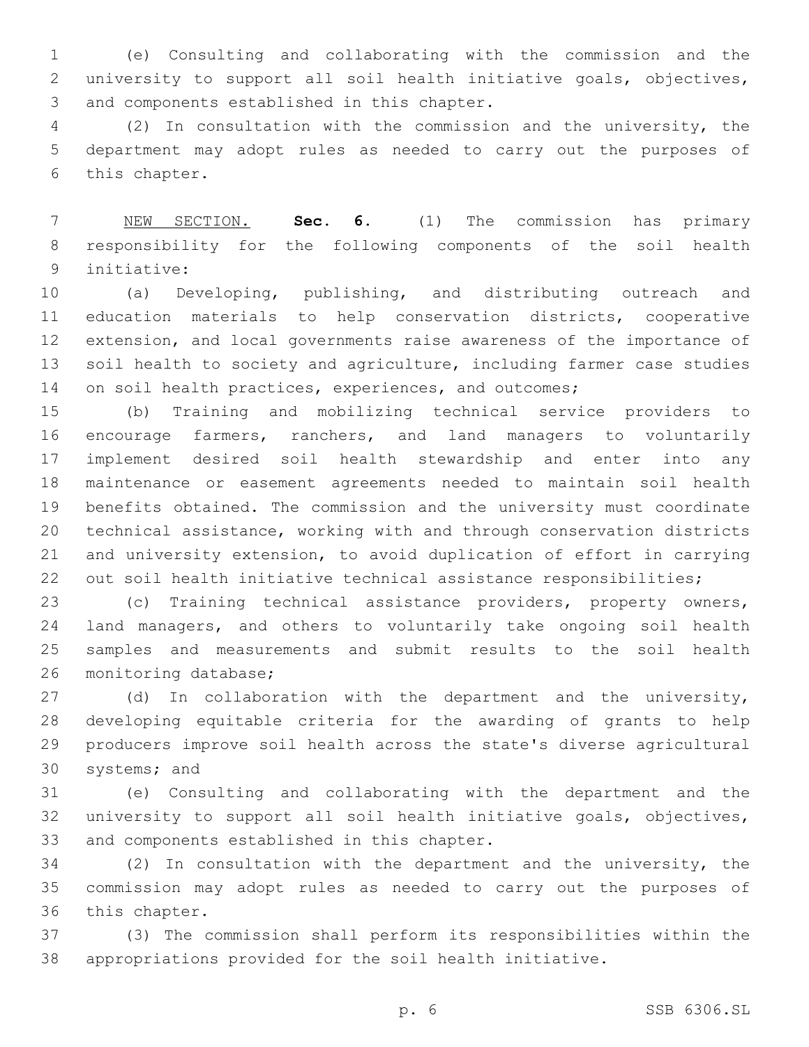(e) Consulting and collaborating with the commission and the university to support all soil health initiative goals, objectives, and components established in this chapter.

(2) In consultation with the commission and the university, the department may adopt rules as needed to carry out the purposes of this chapter.

NEW SECTION. **Sec. 6.** (1) The commission has primary responsibility for the following components of the soil health initiative:

(a) Developing, publishing, and distributing outreach and education materials to help conservation districts, cooperative extension, and local governments raise awareness of the importance of soil health to society and agriculture, including farmer case studies on soil health practices, experiences, and outcomes;

(b) Training and mobilizing technical service providers to encourage farmers, ranchers, and land managers to voluntarily implement desired soil health stewardship and enter into any maintenance or easement agreements needed to maintain soil health benefits obtained. The commission and the university must coordinate technical assistance, working with and through conservation districts and university extension, to avoid duplication of effort in carrying out soil health initiative technical assistance responsibilities;

(c) Training technical assistance providers, property owners, land managers, and others to voluntarily take ongoing soil health samples and measurements and submit results to the soil health monitoring database;

(d) In collaboration with the department and the university, developing equitable criteria for the awarding of grants to help producers improve soil health across the state's diverse agricultural systems; and

(e) Consulting and collaborating with the department and the university to support all soil health initiative goals, objectives, and components established in this chapter.

(2) In consultation with the department and the university, the commission may adopt rules as needed to carry out the purposes of this chapter.

(3) The commission shall perform its responsibilities within the appropriations provided for the soil health initiative.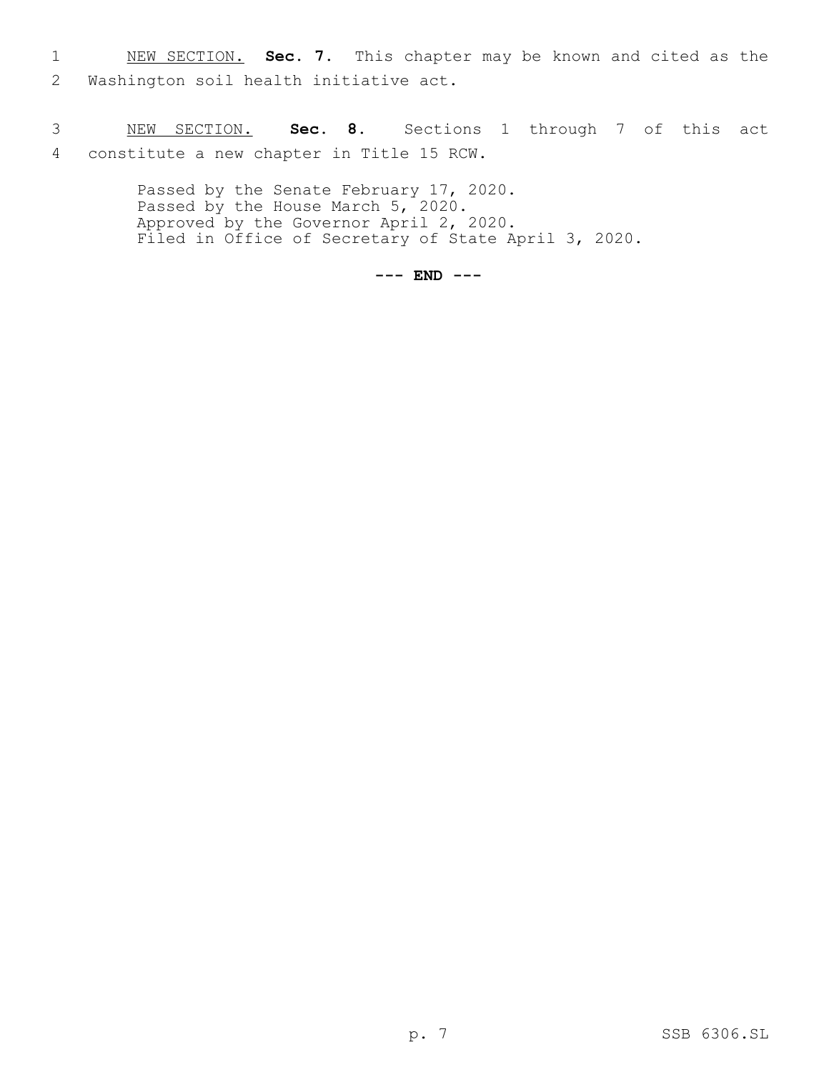NEW SECTION. **Sec. 7.** This chapter may be known and cited as the Washington soil health initiative act.

NEW SECTION. **Sec. 8.** Sections 1 through 7 of this act constitute a new chapter in Title 15 RCW.

Passed by the Senate February 17, 2020.
Passed by the House March 5, 2020.
Approved by the Governor April 2, 2020.
Filed in Office of Secretary of State April 3, 2020.

**--- END ---**